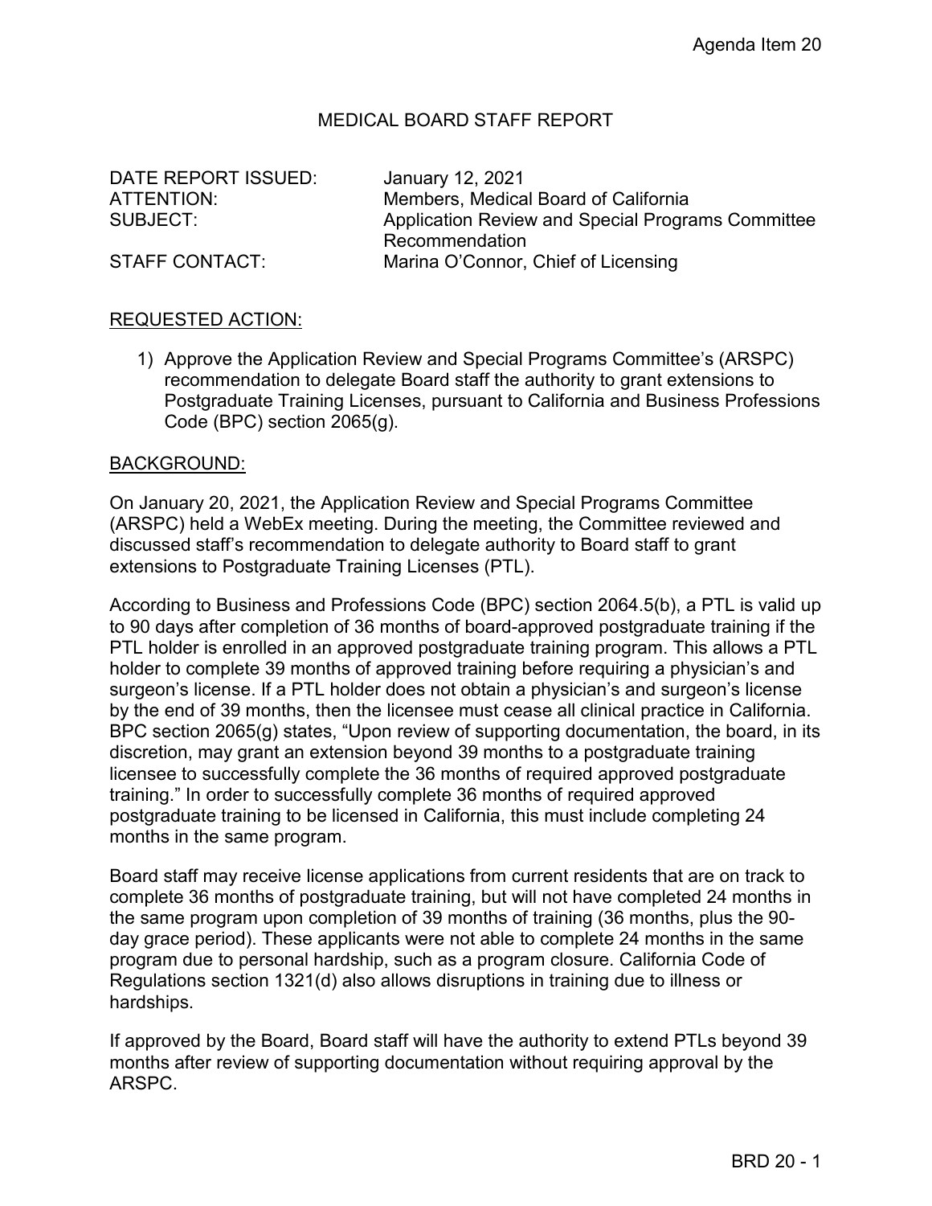# MEDICAL BOARD STAFF REPORT

DATE REPORT ISSUED: January 12, 2021
ATTENTION: Members, Medical Board of California
SUBJECT: Application Review and Special Programs Committee Recommendation
STAFF CONTACT: Marina O'Connor, Chief of Licensing

## REQUESTED ACTION:

1) Approve the Application Review and Special Programs Committee's (ARSPC) recommendation to delegate Board staff the authority to grant extensions to Postgraduate Training Licenses, pursuant to California and Business Professions Code (BPC) section 2065(g).

## BACKGROUND:

On January 20, 2021, the Application Review and Special Programs Committee (ARSPC) held a WebEx meeting. During the meeting, the Committee reviewed and discussed staff's recommendation to delegate authority to Board staff to grant extensions to Postgraduate Training Licenses (PTL).

According to Business and Professions Code (BPC) section 2064.5(b), a PTL is valid up to 90 days after completion of 36 months of board-approved postgraduate training if the PTL holder is enrolled in an approved postgraduate training program. This allows a PTL holder to complete 39 months of approved training before requiring a physician's and surgeon's license. If a PTL holder does not obtain a physician's and surgeon's license by the end of 39 months, then the licensee must cease all clinical practice in California. BPC section 2065(g) states, "Upon review of supporting documentation, the board, in its discretion, may grant an extension beyond 39 months to a postgraduate training licensee to successfully complete the 36 months of required approved postgraduate training." In order to successfully complete 36 months of required approved postgraduate training to be licensed in California, this must include completing 24 months in the same program.

Board staff may receive license applications from current residents that are on track to complete 36 months of postgraduate training, but will not have completed 24 months in the same program upon completion of 39 months of training (36 months, plus the 90-day grace period). These applicants were not able to complete 24 months in the same program due to personal hardship, such as a program closure. California Code of Regulations section 1321(d) also allows disruptions in training due to illness or hardships.

If approved by the Board, Board staff will have the authority to extend PTLs beyond 39 months after review of supporting documentation without requiring approval by the ARSPC.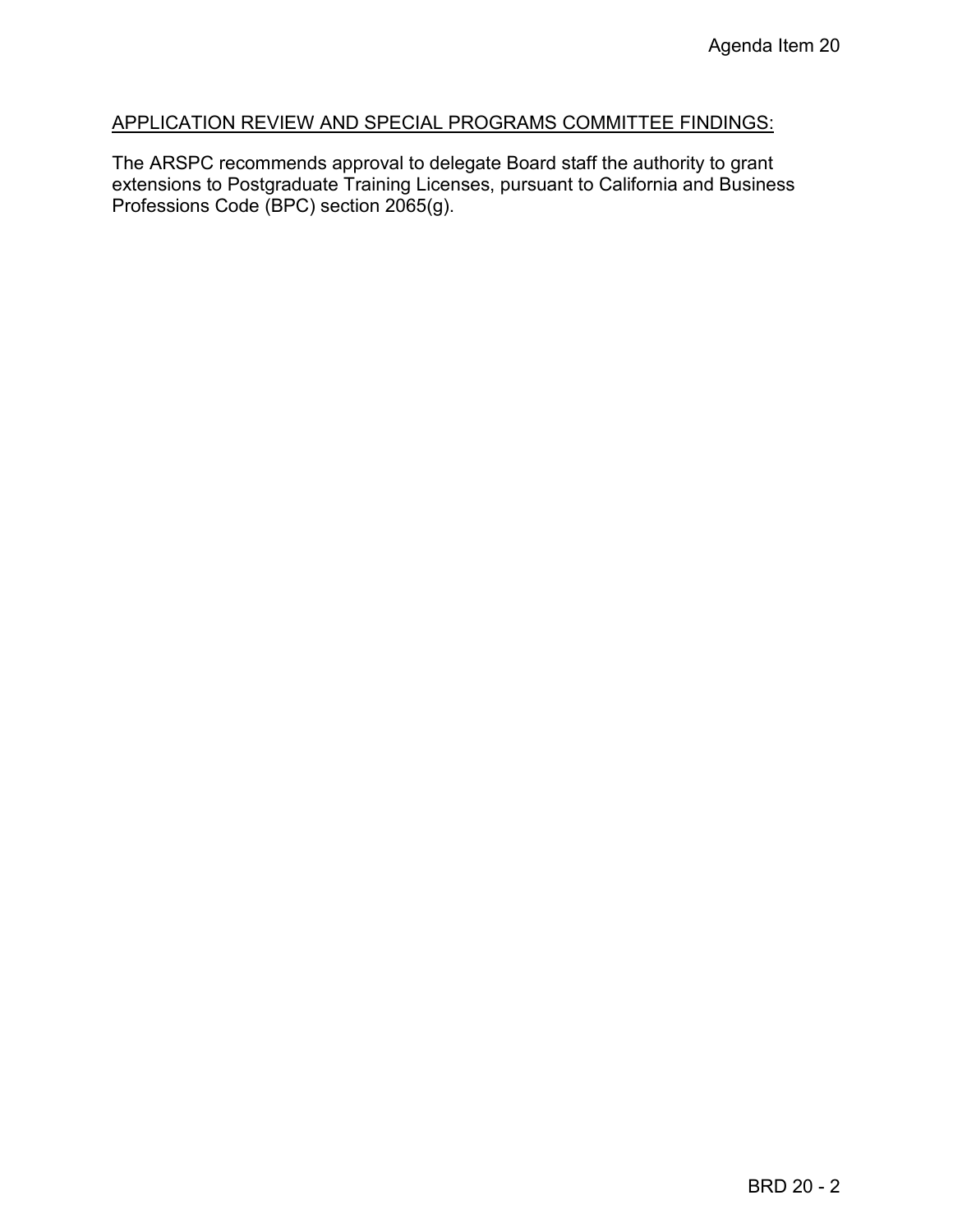APPLICATION REVIEW AND SPECIAL PROGRAMS COMMITTEE FINDINGS:

The ARSPC recommends approval to delegate Board staff the authority to grant extensions to Postgraduate Training Licenses, pursuant to California and Business Professions Code (BPC) section 2065(g).